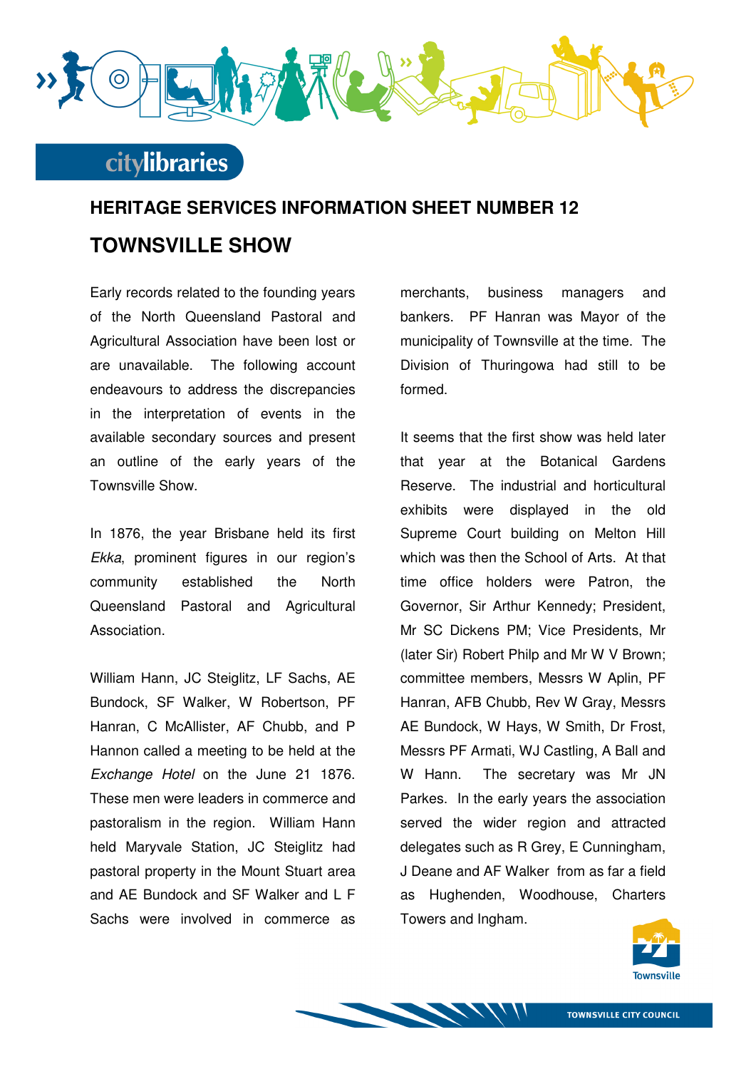## HERITAGE SERVICES INFORMATION SHEET NUMBER 12

# TOWNSVILLE SHOW

Early records related to the founding years of the North Queensland Pastoral and Agricultural Association have been lost or are unavailable. The following account endeavours to address the discrepancies in the interpretation of events in the available secondary sources and present an outline of the early years of the Townsville Show.

In 1876, the year Brisbane held its first *Ekka*, prominent figures in our region's community established the North Queensland Pastoral and Agricultural Association.

William Hann, JC Steiglitz, LF Sachs, AE Bundock, SF Walker, W Robertson, PF Hanran, C McAllister, AF Chubb, and P Hannon called a meeting to be held at the *Exchange Hotel* on the June 21 1876. These men were leaders in commerce and pastoralism in the region. William Hann held Maryvale Station, JC Steiglitz had pastoral property in the Mount Stuart area and AE Bundock and SF Walker and L F Sachs were involved in commerce as merchants, business managers and bankers. PF Hanran was Mayor of the municipality of Townsville at the time. The Division of Thuringowa had still to be formed.

It seems that the first show was held later that year at the Botanical Gardens Reserve. The industrial and horticultural exhibits were displayed in the old Supreme Court building on Melton Hill which was then the School of Arts. At that time office holders were Patron, the Governor, Sir Arthur Kennedy; President, Mr SC Dickens PM; Vice Presidents, Mr (later Sir) Robert Philp and Mr W V Brown; committee members, Messrs W Aplin, PF Hanran, AFB Chubb, Rev W Gray, Messrs AE Bundock, W Hays, W Smith, Dr Frost, Messrs PF Armati, WJ Castling, A Ball and W Hann. The secretary was Mr JN Parkes. In the early years the association served the wider region and attracted delegates such as R Grey, E Cunningham, J Deane and AF Walker from as far a field as Hughenden, Woodhouse, Charters Towers and Ingham.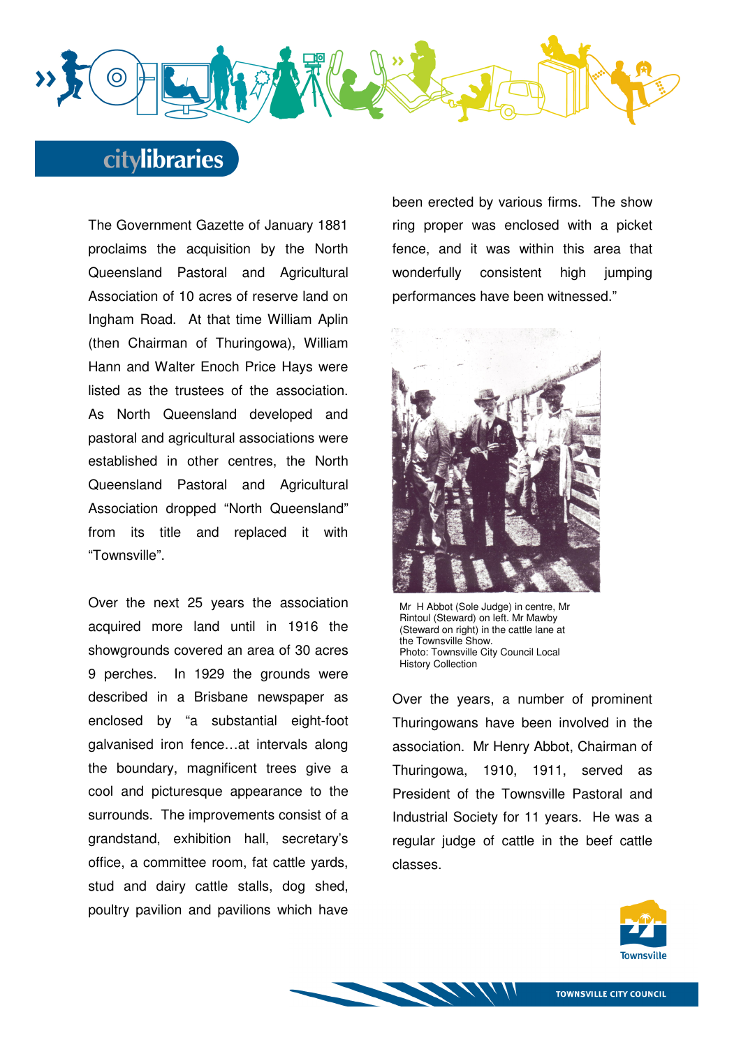The Government Gazette of January 1881 proclaims the acquisition by the North Queensland Pastoral and Agricultural Association of 10 acres of reserve land on Ingham Road. At that time William Aplin (then Chairman of Thuringowa), William Hann and Walter Enoch Price Hays were listed as the trustees of the association. As North Queensland developed and pastoral and agricultural associations were established in other centres, the North Queensland Pastoral and Agricultural Association dropped “North Queensland” from its title and replaced it with “Townsville”.

Over the next 25 years the association acquired more land until in 1916 the showgrounds covered an area of 30 acres 9 perches. In 1929 the grounds were described in a Brisbane newspaper as enclosed by “a substantial eight-foot galvanised iron fence…at intervals along the boundary, magnificent trees give a cool and picturesque appearance to the surrounds. The improvements consist of a grandstand, exhibition hall, secretary’s office, a committee room, fat cattle yards, stud and dairy cattle stalls, dog shed, poultry pavilion and pavilions which have been erected by various firms. The show ring proper was enclosed with a picket fence, and it was within this area that wonderfully consistent high jumping performances have been witnessed.”

Mr H Abbot (Sole Judge) in centre, Mr Rintoul (Steward) on left. Mr Mawby (Steward on right) in the cattle lane at the Townsville Show.
Photo: Townsville City Council Local History Collection

Over the years, a number of prominent Thuringowans have been involved in the association. Mr Henry Abbot, Chairman of Thuringowa, 1910, 1911, served as President of the Townsville Pastoral and Industrial Society for 11 years. He was a regular judge of cattle in the beef cattle classes.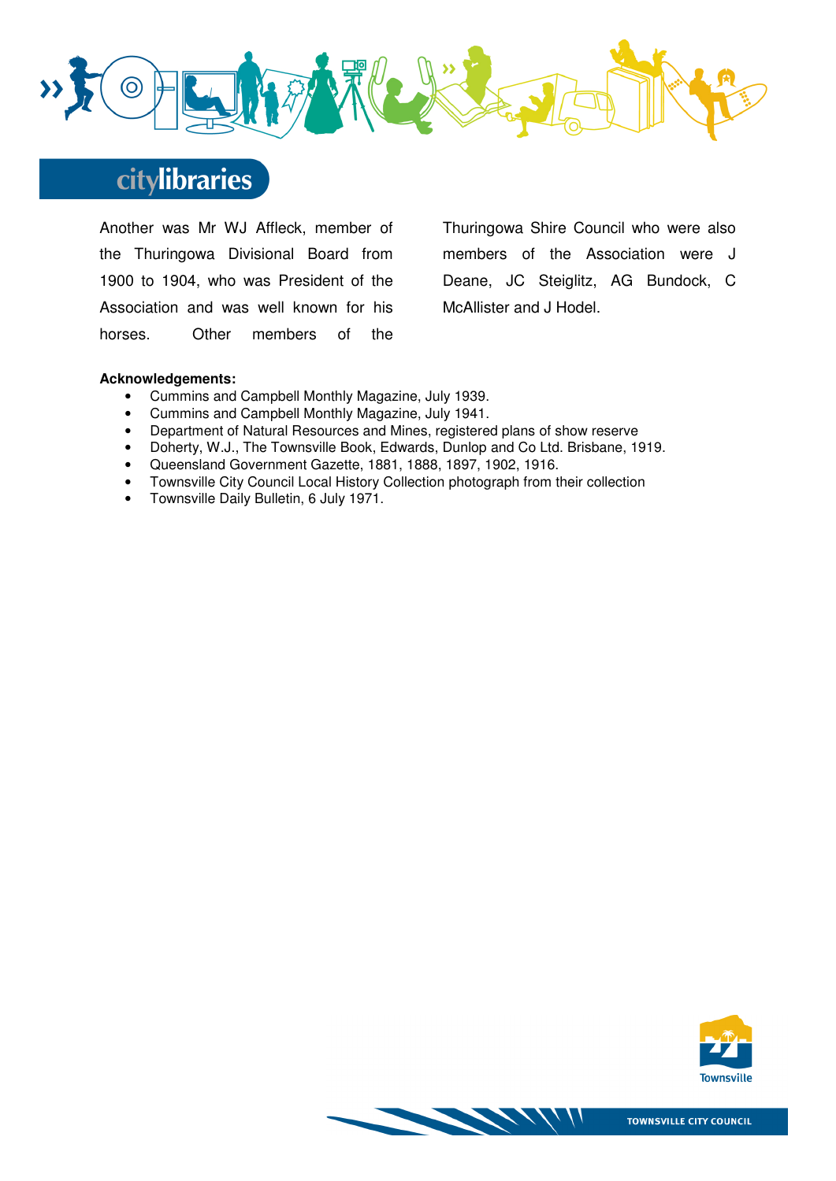Another was Mr WJ Affleck, member of the Thuringowa Divisional Board from 1900 to 1904, who was President of the Association and was well known for his horses. Other members of the Thuringowa Shire Council who were also members of the Association were J Deane, JC Steiglitz, AG Bundock, C McAllister and J Hodel.

**Acknowledgements:**

- Cummins and Campbell Monthly Magazine, July 1939.
- Cummins and Campbell Monthly Magazine, July 1941.
- Department of Natural Resources and Mines, registered plans of show reserve
- Doherty, W.J., The Townsville Book, Edwards, Dunlop and Co Ltd. Brisbane, 1919.
- Queensland Government Gazette, 1881, 1888, 1897, 1902, 1916.
- Townsville City Council Local History Collection photograph from their collection
- Townsville Daily Bulletin, 6 July 1971.